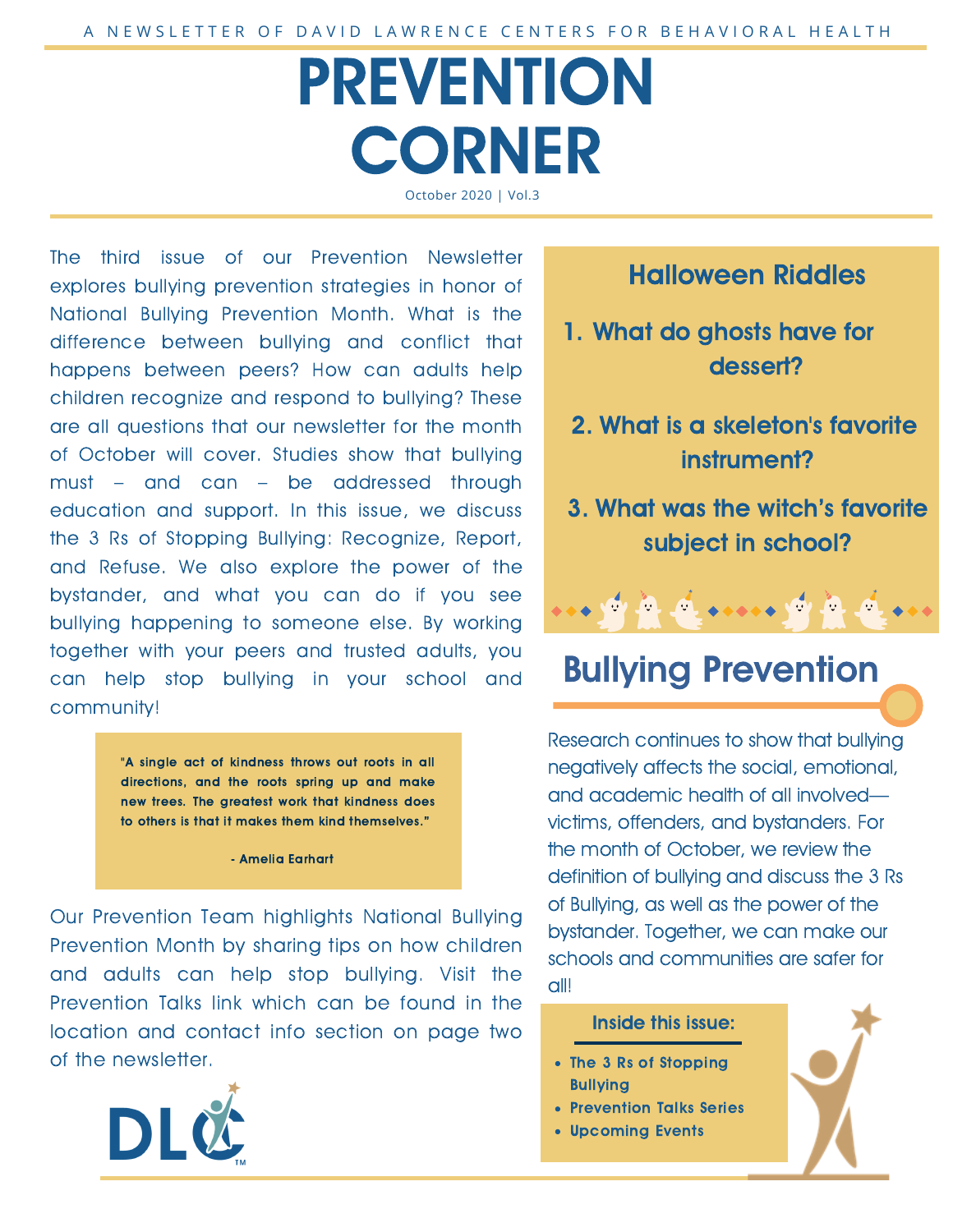A NEWSLETTER OF DAVID LAWRENCE CENTERS FOR BEHAVIORAL HEALTH

# PREVENTION CORNER

October 2020 | Vol.3

The third issue of our Prevention Newsletter explores bullying prevention strategies in honor of National Bullying Prevention Month. What is the difference between bullying and conflict that happens between peers? How can adults help children recognize and respond to bullying? These are all questions that our newsletter for the month of October will cover. Studies show that bullying must – and can – be addressed through education and support. In this issue, we discuss the 3 Rs of Stopping Bullying: Recognize, Report, and Refuse. We also explore the power of the bystander, and what you can do if you see bullying happening to someone else. By working together with your peers and trusted adults, you can help stop bullying in your school and community!

> **"A single act of kindness throws out roots in all directions, and the roots spring up and make new trees. The greatest work that kindness does to others is that it makes them kind themselves."**
>
> **- Amelia Earhart**

Our Prevention Team highlights National Bullying Prevention Month by sharing tips on how children and adults can help stop bullying. Visit the Prevention Talks link which can be found in the location and contact info section on page two of the newsletter.

## Halloween Riddles

1. **What do ghosts have for dessert?**
2. **What is a skeleton's favorite instrument?**
3. **What was the witch's favorite subject in school?**

## Bullying Prevention

Research continues to show that bullying negatively affects the social, emotional, and academic health of all involved—victims, offenders, and bystanders. For the month of October, we review the definition of bullying and discuss the 3 Rs of Bullying, as well as the power of the bystander. Together, we can make our schools and communities are safer for all!

### Inside this issue:

- **The 3 Rs of Stopping Bullying**
- **Prevention Talks Series**
- **Upcoming Events**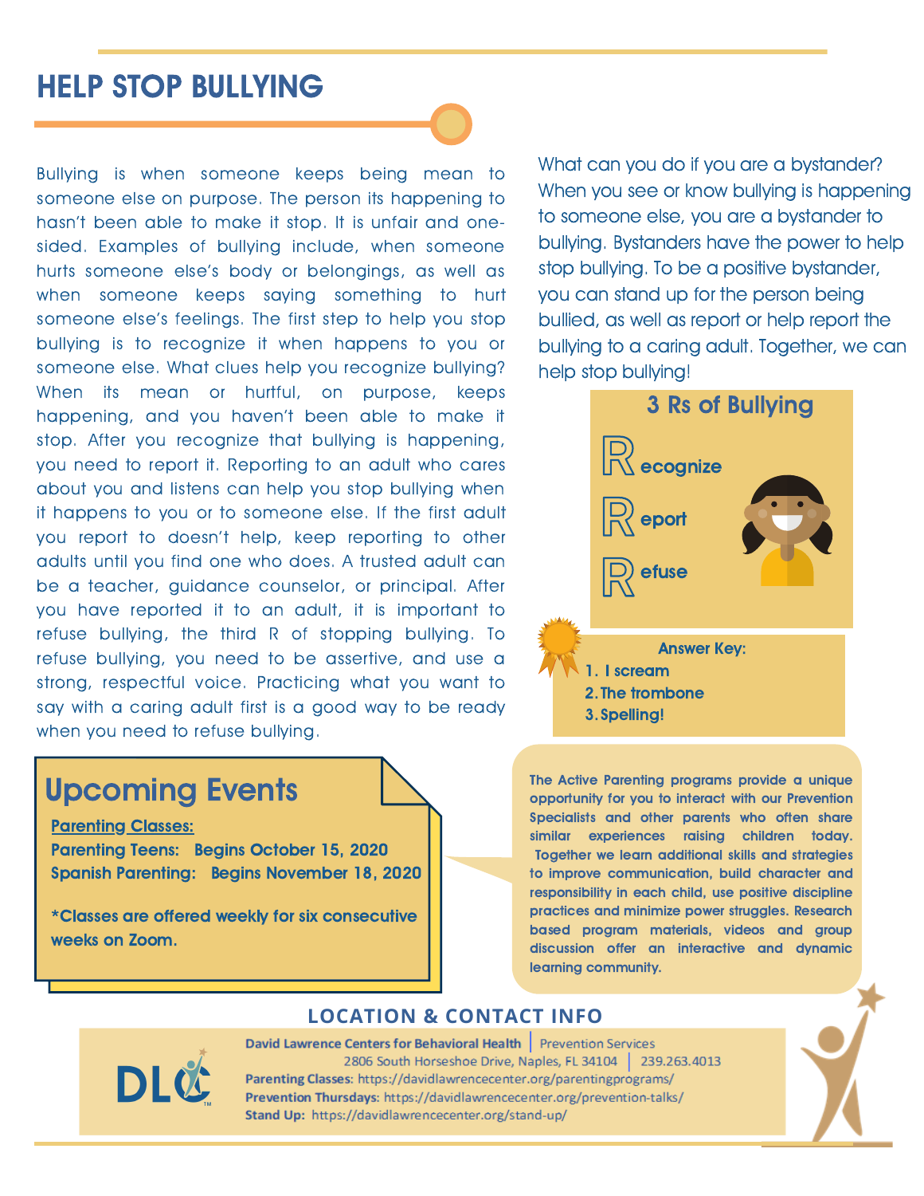# HELP STOP BULLYING

Bullying is when someone keeps being mean to someone else on purpose. The person its happening to hasn't been able to make it stop. It is unfair and one-sided. Examples of bullying include, when someone hurts someone else's body or belongings, as well as when someone keeps saying something to hurt someone else's feelings. The first step to help you stop bullying is to recognize it when happens to you or someone else. What clues help you recognize bullying? When its mean or hurtful, on purpose, keeps happening, and you haven't been able to make it stop. After you recognize that bullying is happening, you need to report it. Reporting to an adult who cares about you and listens can help you stop bullying when it happens to you or to someone else. If the first adult you report to doesn't help, keep reporting to other adults until you find one who does. A trusted adult can be a teacher, guidance counselor, or principal. After you have reported it to an adult, it is important to refuse bullying, the third R of stopping bullying. To refuse bullying, you need to be assertive, and use a strong, respectful voice. Practicing what you want to say with a caring adult first is a good way to be ready when you need to refuse bullying.

What can you do if you are a bystander? When you see or know bullying is happening to someone else, you are a bystander to bullying. Bystanders have the power to help stop bullying. To be a positive bystander, you can stand up for the person being bullied, as well as report or help report the bullying to a caring adult. Together, we can help stop bullying!

## 3 Rs of Bullying

**R**ecognize

**R**eport

**R**efuse

**Answer Key:**

1. I scream
2. The trombone
3. Spelling!

## Upcoming Events

**Parenting Classes:**

**Parenting Teens: Begins October 15, 2020**

**Spanish Parenting: Begins November 18, 2020**

***Classes are offered weekly for six consecutive weeks on Zoom.**

**The Active Parenting programs provide a unique opportunity for you to interact with our Prevention Specialists and other parents who often share similar experiences raising children today. Together we learn additional skills and strategies to improve communication, build character and responsibility in each child, use positive discipline practices and minimize power struggles. Research based program materials, videos and group discussion offer an interactive and dynamic learning community.**

## LOCATION & CONTACT INFO

**David Lawrence Centers for Behavioral Health** | Prevention Services

2806 South Horseshoe Drive, Naples, FL 34104 | 239.263.4013

**Parenting Classes:** https://davidlawrencecenter.org/parentingprograms/

**Prevention Thursdays:** https://davidlawrencecenter.org/prevention-talks/

**Stand Up:** https://davidlawrencecenter.org/stand-up/